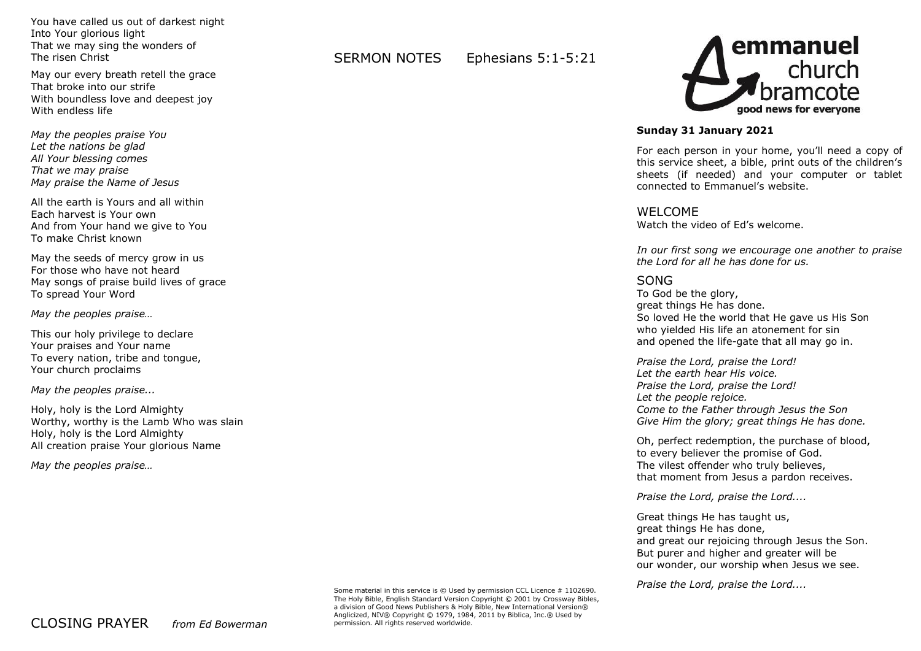You have called us out of darkest night
Into Your glorious light
That we may sing the wonders of
The risen Christ

May our every breath retell the grace
That broke into our strife
With boundless love and deepest joy
With endless life

*May the peoples praise You*
*Let the nations be glad*
*All Your blessing comes*
*That we may praise*
*May praise the Name of Jesus*

All the earth is Yours and all within
Each harvest is Your own
And from Your hand we give to You
To make Christ known

May the seeds of mercy grow in us
For those who have not heard
May songs of praise build lives of grace
To spread Your Word

*May the peoples praise…*

This our holy privilege to declare
Your praises and Your name
To every nation, tribe and tongue,
Your church proclaims

*May the peoples praise...*

Holy, holy is the Lord Almighty
Worthy, worthy is the Lamb Who was slain
Holy, holy is the Lord Almighty
All creation praise Your glorious Name

*May the peoples praise…*

## CLOSING PRAYER *from Ed Bowerman*

## SERMON NOTES Ephesians 5:1-5:21

Some material in this service is © Used by permission CCL Licence # 1102690. The Holy Bible, English Standard Version Copyright © 2001 by Crossway Bibles, a division of Good News Publishers & Holy Bible, New International Version® Anglicized, NIV® Copyright © 1979, 1984, 2011 by Biblica, Inc.® Used by permission. All rights reserved worldwide.

**emmanuel church bramcote**
**good news for everyone**

**Sunday 31 January 2021**

For each person in your home, you'll need a copy of this service sheet, a bible, print outs of the children's sheets (if needed) and your computer or tablet connected to Emmanuel's website.

## WELCOME

Watch the video of Ed's welcome.

*In our first song we encourage one another to praise the Lord for all he has done for us.*

## SONG

To God be the glory,
great things He has done.
So loved He the world that He gave us His Son
who yielded His life an atonement for sin
and opened the life-gate that all may go in.

*Praise the Lord, praise the Lord!*
*Let the earth hear His voice.*
*Praise the Lord, praise the Lord!*
*Let the people rejoice.*
*Come to the Father through Jesus the Son*
*Give Him the glory; great things He has done.*

Oh, perfect redemption, the purchase of blood,
to every believer the promise of God.
The vilest offender who truly believes,
that moment from Jesus a pardon receives.

*Praise the Lord, praise the Lord....*

Great things He has taught us,
great things He has done,
and great our rejoicing through Jesus the Son.
But purer and higher and greater will be
our wonder, our worship when Jesus we see.

*Praise the Lord, praise the Lord....*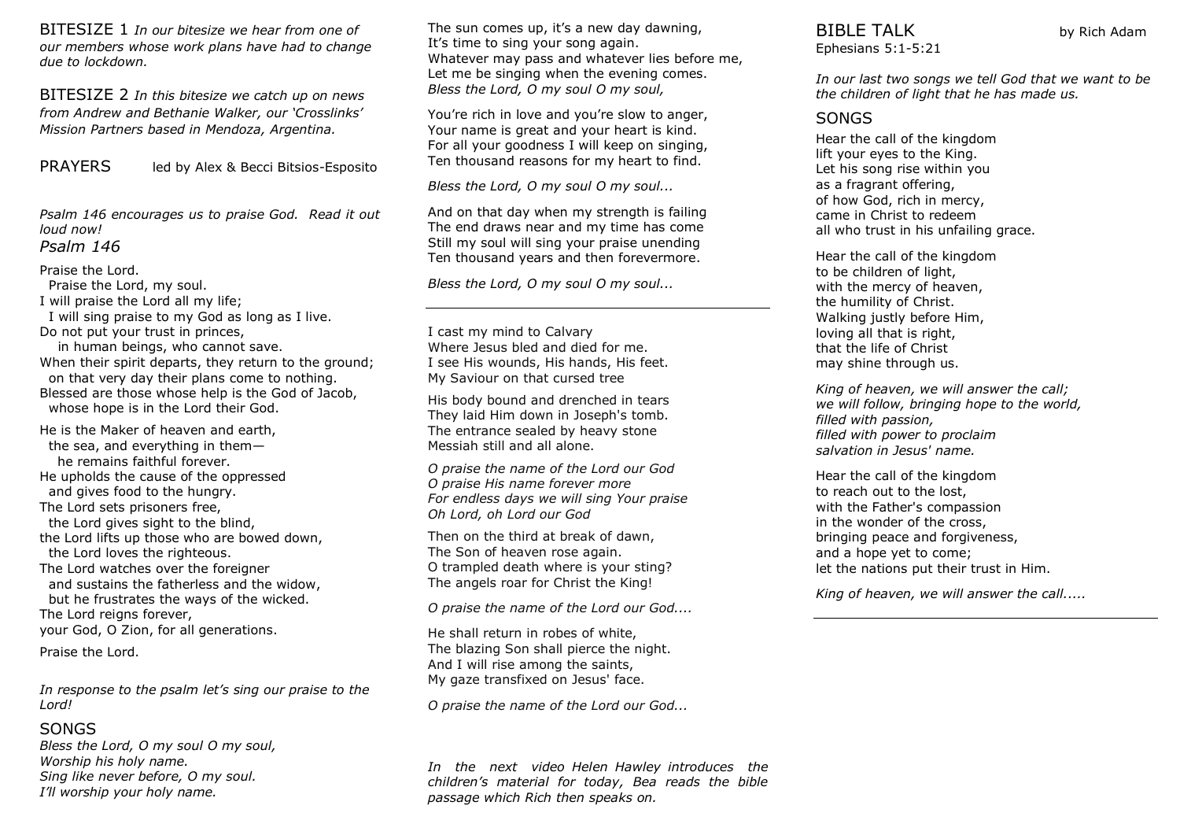BITESIZE 1 *In our bitesize we hear from one of our members whose work plans have had to change due to lockdown.*

BITESIZE 2 *In this bitesize we catch up on news from Andrew and Bethanie Walker, our 'Crosslinks' Mission Partners based in Mendoza, Argentina.*

PRAYERS led by Alex & Becci Bitsios-Esposito

*Psalm 146 encourages us to praise God. Read it out loud now!*

*Psalm 146*

Praise the Lord.
  Praise the Lord, my soul.
I will praise the Lord all my life;
  I will sing praise to my God as long as I live.
Do not put your trust in princes,
    in human beings, who cannot save.
When their spirit departs, they return to the ground;
  on that very day their plans come to nothing.
Blessed are those whose help is the God of Jacob,
  whose hope is in the Lord their God.

He is the Maker of heaven and earth,
  the sea, and everything in them—
    he remains faithful forever.
He upholds the cause of the oppressed
  and gives food to the hungry.
The Lord sets prisoners free,
  the Lord gives sight to the blind,
the Lord lifts up those who are bowed down,
  the Lord loves the righteous.
The Lord watches over the foreigner
  and sustains the fatherless and the widow,
  but he frustrates the ways of the wicked.
The Lord reigns forever,
your God, O Zion, for all generations.

Praise the Lord.

*In response to the psalm let's sing our praise to the Lord!*

SONGS

*Bless the Lord, O my soul O my soul,*
*Worship his holy name.*
*Sing like never before, O my soul.*
*I'll worship your holy name.*

The sun comes up, it's a new day dawning,
It's time to sing your song again.
Whatever may pass and whatever lies before me,
Let me be singing when the evening comes.
*Bless the Lord, O my soul O my soul,*

You're rich in love and you're slow to anger,
Your name is great and your heart is kind.
For all your goodness I will keep on singing,
Ten thousand reasons for my heart to find.

*Bless the Lord, O my soul O my soul...*

And on that day when my strength is failing
The end draws near and my time has come
Still my soul will sing your praise unending
Ten thousand years and then forevermore.

*Bless the Lord, O my soul O my soul...*

---

I cast my mind to Calvary
Where Jesus bled and died for me.
I see His wounds, His hands, His feet.
My Saviour on that cursed tree

His body bound and drenched in tears
They laid Him down in Joseph's tomb.
The entrance sealed by heavy stone
Messiah still and all alone.

*O praise the name of the Lord our God*
*O praise His name forever more*
*For endless days we will sing Your praise*
*Oh Lord, oh Lord our God*

Then on the third at break of dawn,
The Son of heaven rose again.
O trampled death where is your sting?
The angels roar for Christ the King!

*O praise the name of the Lord our God....*

He shall return in robes of white,
The blazing Son shall pierce the night.
And I will rise among the saints,
My gaze transfixed on Jesus' face.

*O praise the name of the Lord our God...*

*In the next video Helen Hawley introduces the children's material for today, Bea reads the bible passage which Rich then speaks on.*

BIBLE TALK by Rich Adam

Ephesians 5:1-5:21

*In our last two songs we tell God that we want to be the children of light that he has made us.*

SONGS

Hear the call of the kingdom
lift your eyes to the King.
Let his song rise within you
as a fragrant offering,
of how God, rich in mercy,
came in Christ to redeem
all who trust in his unfailing grace.

Hear the call of the kingdom
to be children of light,
with the mercy of heaven,
the humility of Christ.
Walking justly before Him,
loving all that is right,
that the life of Christ
may shine through us.

*King of heaven, we will answer the call;*
*we will follow, bringing hope to the world,*
*filled with passion,*
*filled with power to proclaim*
*salvation in Jesus' name.*

Hear the call of the kingdom
to reach out to the lost,
with the Father's compassion
in the wonder of the cross,
bringing peace and forgiveness,
and a hope yet to come;
let the nations put their trust in Him.

*King of heaven, we will answer the call.....*

---